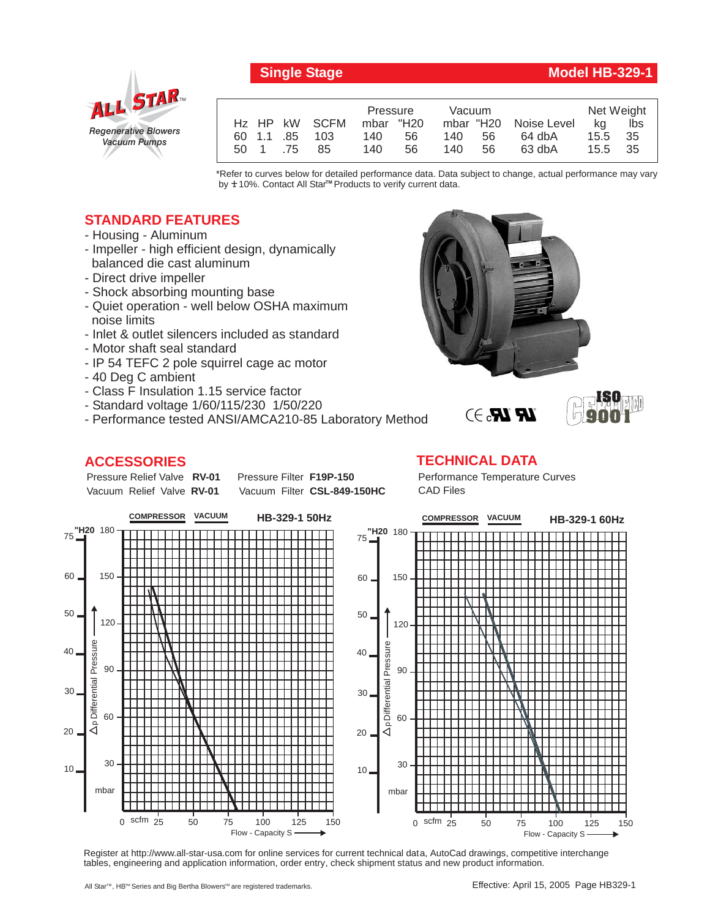## Single Stage — Model HB-329-1

ALL STAR™ Regenerative Blowers Vacuum Pumps

| Hz | HP | kW | SCFM | Pressure mbar | Pressure "H20 | Vacuum mbar | Vacuum "H20 | Noise Level | Net Weight kg | Net Weight lbs |
|---|---|---|---|---|---|---|---|---|---|---|
| 60 | 1.1 | .85 | 103 | 140 | 56 | 140 | 56 | 64 dbA | 15.5 | 35 |
| 50 | 1 | .75 | 85 | 140 | 56 | 140 | 56 | 63 dbA | 15.5 | 35 |

*Refer to curves below for detailed performance data. Data subject to change, actual performance may vary by ± 10%. Contact All Star™ Products to verify current data.

## STANDARD FEATURES

- Housing - Aluminum
- Impeller - high efficient design, dynamically balanced die cast aluminum
- Direct drive impeller
- Shock absorbing mounting base
- Quiet operation - well below OSHA maximum noise limits
- Inlet & outlet silencers included as standard
- Motor shaft seal standard
- IP 54 TEFC 2 pole squirrel cage ac motor
- 40 Deg C ambient
- Class F Insulation 1.15 service factor
- Standard voltage 1/60/115/230 1/50/220
- Performance tested ANSI/AMCA210-85 Laboratory Method

CE cUL UL — ISO 9001 CERTIFIED

## ACCESSORIES

Pressure Relief Valve **RV-01**
Vacuum Relief Valve **RV-01**
Pressure Filter **F19P-150**
Vacuum Filter **CSL-849-150HC**

## TECHNICAL DATA

Performance Temperature Curves
CAD Files

**HB-329-1 50Hz** — COMPRESSOR / VACUUM (Δp Differential Pressure, "H20 0–75 / mbar 0–180, vs. Flow - Capacity S, scfm 0–150)

**HB-329-1 60Hz** — COMPRESSOR / VACUUM (Δp Differential Pressure, "H20 0–75 / mbar 0–180, vs. Flow - Capacity S, scfm 0–150)

Register at http://www.all-star-usa.com for online services for current technical data, AutoCad drawings, competitive interchange tables, engineering and application information, order entry, check shipment status and new product information.

All Star™, HB™ Series and Big Bertha Blowers™ are registered trademarks.

Effective: April 15, 2005 Page HB329-1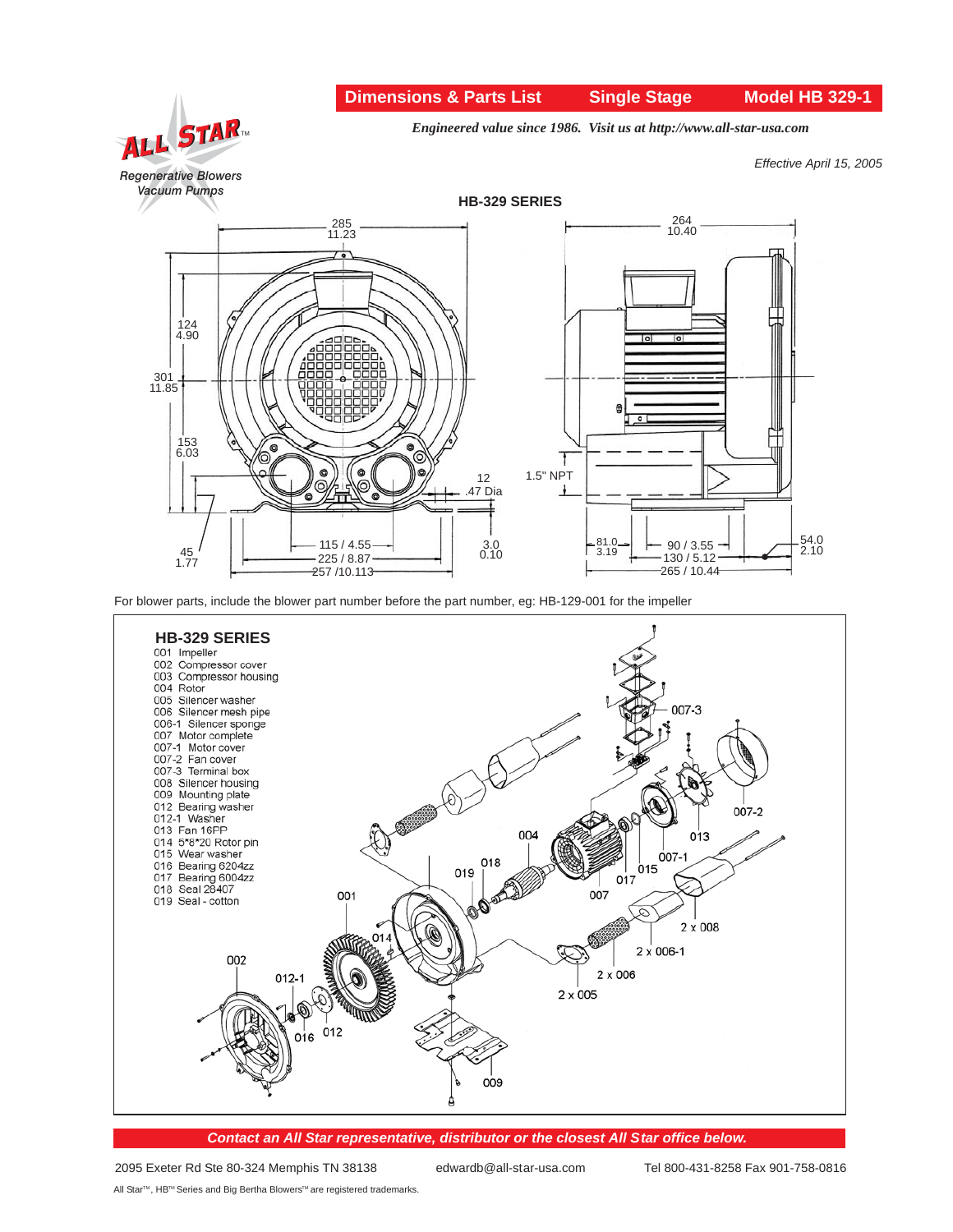## Dimensions & Parts List | Single Stage | Model HB 329-1

ALL STAR™
*Regenerative Blowers Vacuum Pumps*

***Engineered value since 1986. Visit us at http://www.all-star-usa.com***

*Effective April 15, 2005*

### HB-329 SERIES

285
11.23

264
10.40

124
4.90

301
11.85

153
6.03

12
.47 Dia

1.5" NPT

45
1.77

115 / 4.55
225 / 8.87
257 /10.113

3.0
0.10

81.0
3.19

90 / 3.55
130 / 5.12
265 / 10.44

54.0
2.10

For blower parts, include the blower part number before the part number, eg: HB-129-001 for the impeller

### HB-329 SERIES

- 001 Impeller
- 002 Compressor cover
- 003 Compressor housing
- 004 Rotor
- 005 Silencer washer
- 006 Silencer mesh pipe
- 006-1 Silencer sponge
- 007 Motor complete
- 007-1 Motor cover
- 007-2 Fan cover
- 007-3 Terminal box
- 008 Silencer housing
- 009 Mounting plate
- 012 Bearing washer
- 012-1 Washer
- 013 Fan 16PP
- 014 5*8*20 Rotor pin
- 015 Wear washer
- 016 Bearing 6204zz
- 017 Bearing 6004zz
- 018 Seal 28407
- 019 Seal - cotton

007-3
007-2
013
004
007-1
018
019
015
017
001
007
2 x 008
014
2 x 006-1
002
2 x 006
012-1
2 x 005
016
012
009

***Contact an All Star representative, distributor or the closest All Star office below.***

2095 Exeter Rd Ste 80-324 Memphis TN 38138 | edwardb@all-star-usa.com | Tel 800-431-8258 Fax 901-758-0816

All Star™, HB™ Series and Big Bertha Blowers™ are registered trademarks.